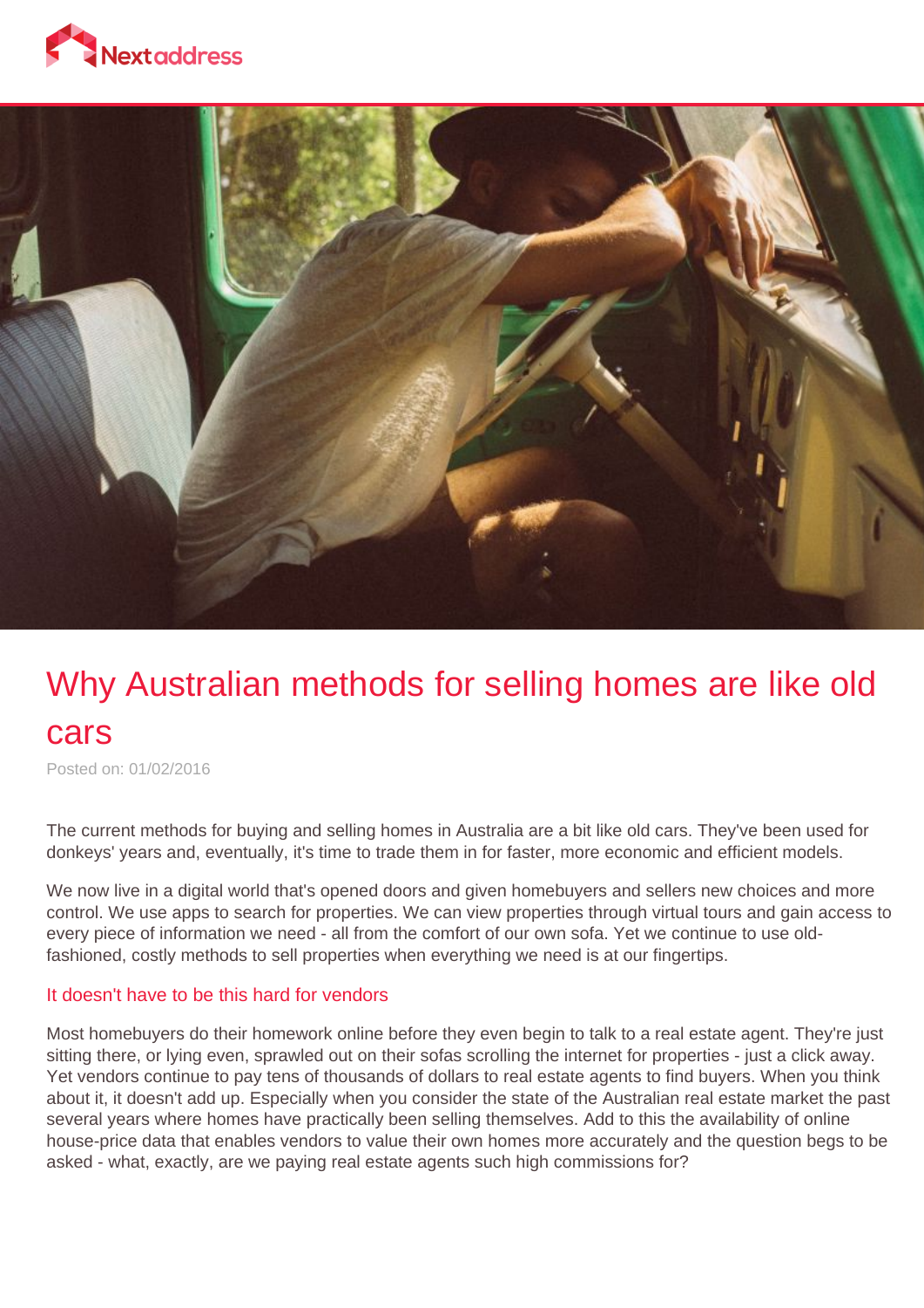# Why Australian methods for selling homes are like old cars

Posted on: 01/02/2016

The current methods for buying and selling homes in Australia are a bit like old cars. They've been used for donkeys' years and, eventually, it's time to trade them in for faster, more economic and efficient models.

We now live in a digital world that's opened doors and given homebuyers and sellers new choices and more control. We use apps to search for properties. We can view properties through virtual tours and gain access to every piece of information we need - all from the comfort of our own sofa. Yet we continue to use old-fashioned, costly methods to sell properties when everything we need is at our fingertips.

## It doesn't have to be this hard for vendors

Most homebuyers do their homework online before they even begin to talk to a real estate agent. They're just sitting there, or lying even, sprawled out on their sofas scrolling the internet for properties - just a click away. Yet vendors continue to pay tens of thousands of dollars to real estate agents to find buyers. When you think about it, it doesn't add up. Especially when you consider the state of the Australian real estate market the past several years where homes have practically been selling themselves. Add to this the availability of online house-price data that enables vendors to value their own homes more accurately and the question begs to be asked - what, exactly, are we paying real estate agents such high commissions for?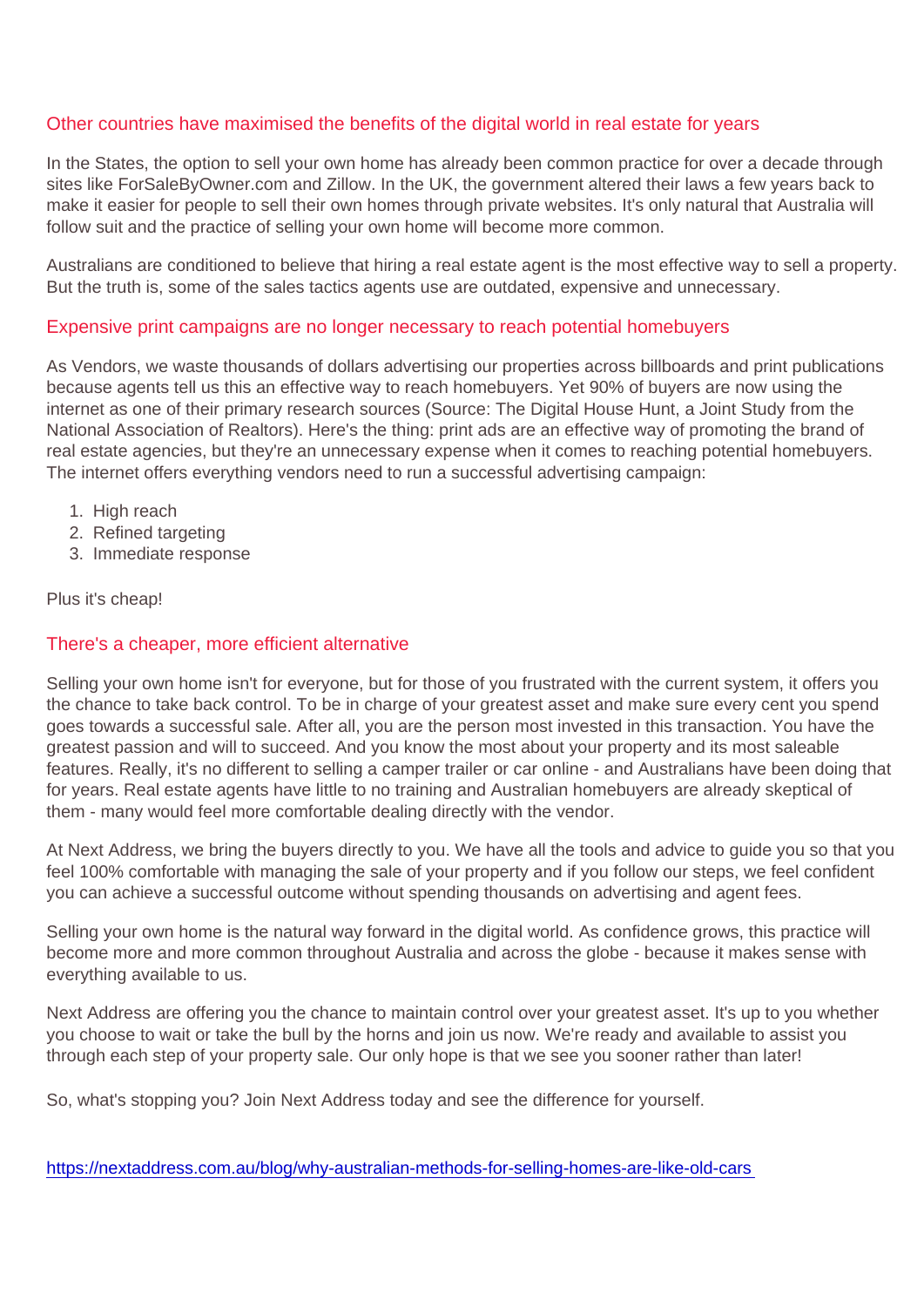## Other countries have maximised the benefits of the digital world in real estate for years

In the States, the option to sell your own home has already been common practice for over a decade through sites like ForSaleByOwner.com and Zillow. In the UK, the government altered their laws a few years back to make it easier for people to sell their own homes through private websites. It's only natural that Australia will follow suit and the practice of selling your own home will become more common.

Australians are conditioned to believe that hiring a real estate agent is the most effective way to sell a property. But the truth is, some of the sales tactics agents use are outdated, expensive and unnecessary.

## Expensive print campaigns are no longer necessary to reach potential homebuyers

As Vendors, we waste thousands of dollars advertising our properties across billboards and print publications because agents tell us this an effective way to reach homebuyers. Yet 90% of buyers are now using the internet as one of their primary research sources (Source: The Digital House Hunt, a Joint Study from the National Association of Realtors). Here's the thing: print ads are an effective way of promoting the brand of real estate agencies, but they're an unnecessary expense when it comes to reaching potential homebuyers. The internet offers everything vendors need to run a successful advertising campaign:

1. High reach
2. Refined targeting
3. Immediate response

Plus it's cheap!

## There's a cheaper, more efficient alternative

Selling your own home isn't for everyone, but for those of you frustrated with the current system, it offers you the chance to take back control. To be in charge of your greatest asset and make sure every cent you spend goes towards a successful sale. After all, you are the person most invested in this transaction. You have the greatest passion and will to succeed. And you know the most about your property and its most saleable features. Really, it's no different to selling a camper trailer or car online - and Australians have been doing that for years. Real estate agents have little to no training and Australian homebuyers are already skeptical of them - many would feel more comfortable dealing directly with the vendor.

At Next Address, we bring the buyers directly to you. We have all the tools and advice to guide you so that you feel 100% comfortable with managing the sale of your property and if you follow our steps, we feel confident you can achieve a successful outcome without spending thousands on advertising and agent fees.

Selling your own home is the natural way forward in the digital world. As confidence grows, this practice will become more and more common throughout Australia and across the globe - because it makes sense with everything available to us.

Next Address are offering you the chance to maintain control over your greatest asset. It's up to you whether you choose to wait or take the bull by the horns and join us now. We're ready and available to assist you through each step of your property sale. Our only hope is that we see you sooner rather than later!

So, what's stopping you? Join Next Address today and see the difference for yourself.

https://nextaddress.com.au/blog/why-australian-methods-for-selling-homes-are-like-old-cars